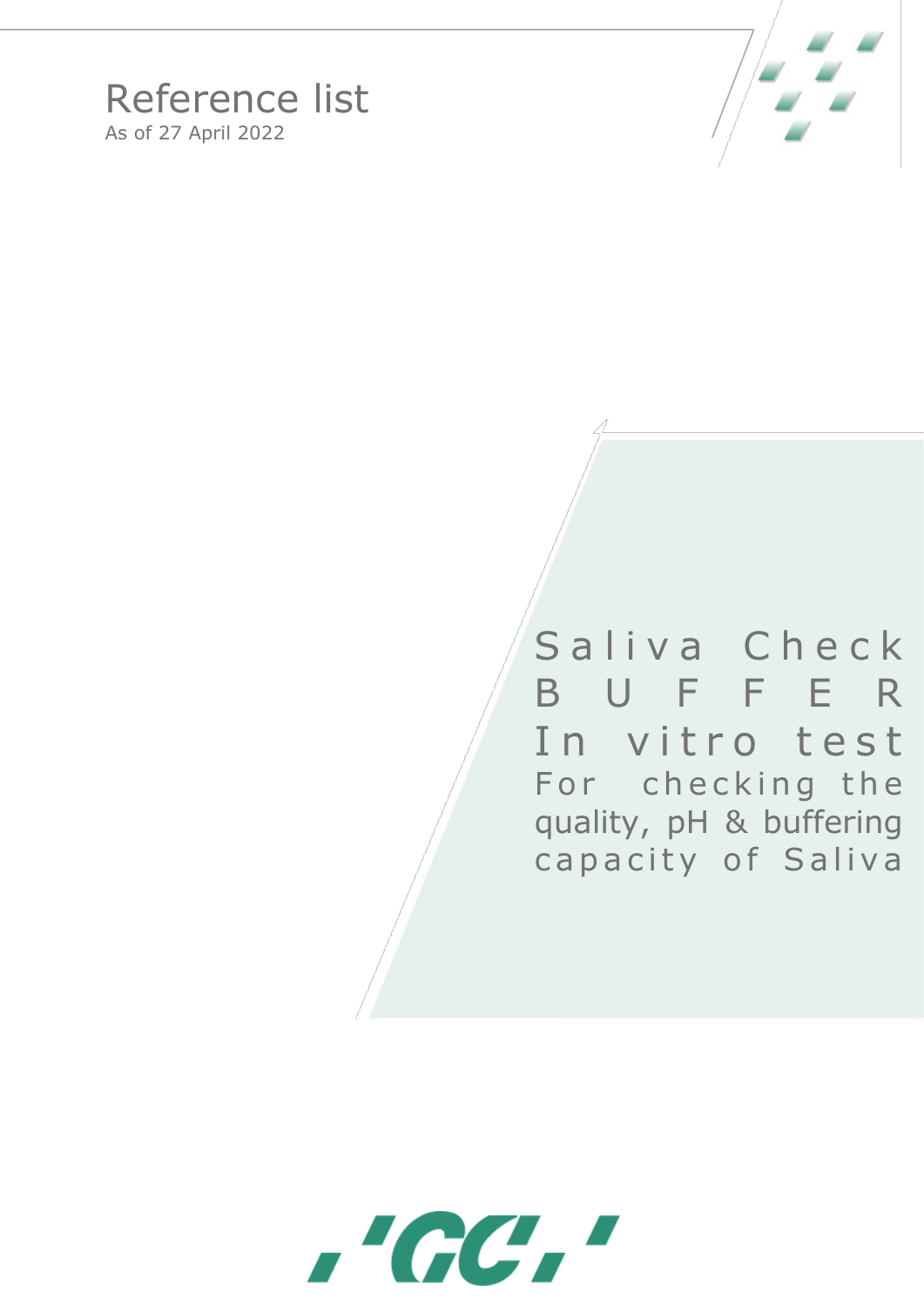# Reference list

As of 27 April 2022

## Saliva Check BUFFER

## In vitro test

For checking the quality, pH & buffering capacity of Saliva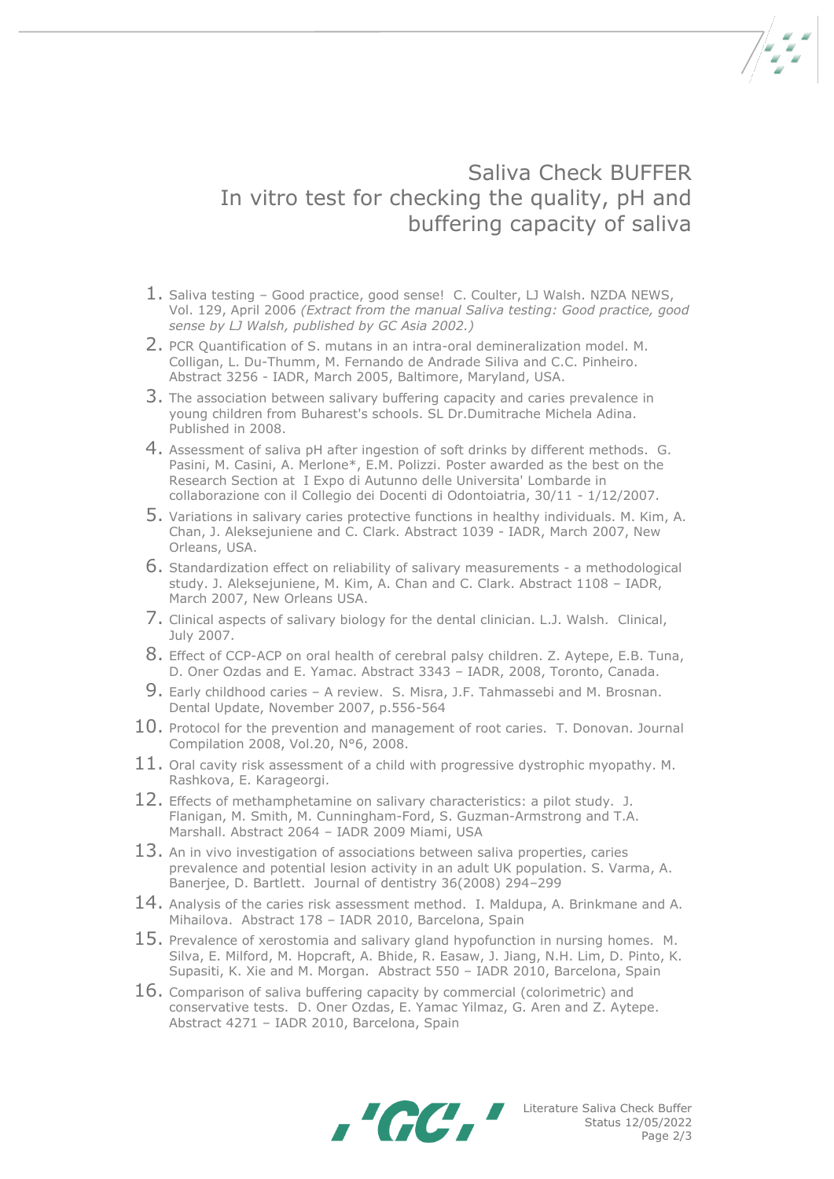# Saliva Check BUFFER
# In vitro test for checking the quality, pH and buffering capacity of saliva

1. Saliva testing – Good practice, good sense! C. Coulter, LJ Walsh. NZDA NEWS, Vol. 129, April 2006 *(Extract from the manual Saliva testing: Good practice, good sense by LJ Walsh, published by GC Asia 2002.)*
2. PCR Quantification of S. mutans in an intra-oral demineralization model. M. Colligan, L. Du-Thumm, M. Fernando de Andrade Siliva and C.C. Pinheiro. Abstract 3256 - IADR, March 2005, Baltimore, Maryland, USA.
3. The association between salivary buffering capacity and caries prevalence in young children from Buharest's schools. SL Dr.Dumitrache Michela Adina. Published in 2008.
4. Assessment of saliva pH after ingestion of soft drinks by different methods. G. Pasini, M. Casini, A. Merlone*, E.M. Polizzi. Poster awarded as the best on the Research Section at I Expo di Autunno delle Universita' Lombarde in collaborazione con il Collegio dei Docenti di Odontoiatria, 30/11 - 1/12/2007.
5. Variations in salivary caries protective functions in healthy individuals. M. Kim, A. Chan, J. Aleksejuniene and C. Clark. Abstract 1039 - IADR, March 2007, New Orleans, USA.
6. Standardization effect on reliability of salivary measurements - a methodological study. J. Aleksejuniene, M. Kim, A. Chan and C. Clark. Abstract 1108 – IADR, March 2007, New Orleans USA.
7. Clinical aspects of salivary biology for the dental clinician. L.J. Walsh. Clinical, July 2007.
8. Effect of CCP-ACP on oral health of cerebral palsy children. Z. Aytepe, E.B. Tuna, D. Oner Ozdas and E. Yamac. Abstract 3343 – IADR, 2008, Toronto, Canada.
9. Early childhood caries – A review. S. Misra, J.F. Tahmassebi and M. Brosnan. Dental Update, November 2007, p.556-564
10. Protocol for the prevention and management of root caries. T. Donovan. Journal Compilation 2008, Vol.20, N°6, 2008.
11. Oral cavity risk assessment of a child with progressive dystrophic myopathy. M. Rashkova, E. Karageorgi.
12. Effects of methamphetamine on salivary characteristics: a pilot study. J. Flanigan, M. Smith, M. Cunningham-Ford, S. Guzman-Armstrong and T.A. Marshall. Abstract 2064 – IADR 2009 Miami, USA
13. An in vivo investigation of associations between saliva properties, caries prevalence and potential lesion activity in an adult UK population. S. Varma, A. Banerjee, D. Bartlett. Journal of dentistry 36(2008) 294–299
14. Analysis of the caries risk assessment method. I. Maldupa, A. Brinkmane and A. Mihailova. Abstract 178 – IADR 2010, Barcelona, Spain
15. Prevalence of xerostomia and salivary gland hypofunction in nursing homes. M. Silva, E. Milford, M. Hopcraft, A. Bhide, R. Easaw, J. Jiang, N.H. Lim, D. Pinto, K. Supasiti, K. Xie and M. Morgan. Abstract 550 – IADR 2010, Barcelona, Spain
16. Comparison of saliva buffering capacity by commercial (colorimetric) and conservative tests. D. Oner Ozdas, E. Yamac Yilmaz, G. Aren and Z. Aytepe. Abstract 4271 – IADR 2010, Barcelona, Spain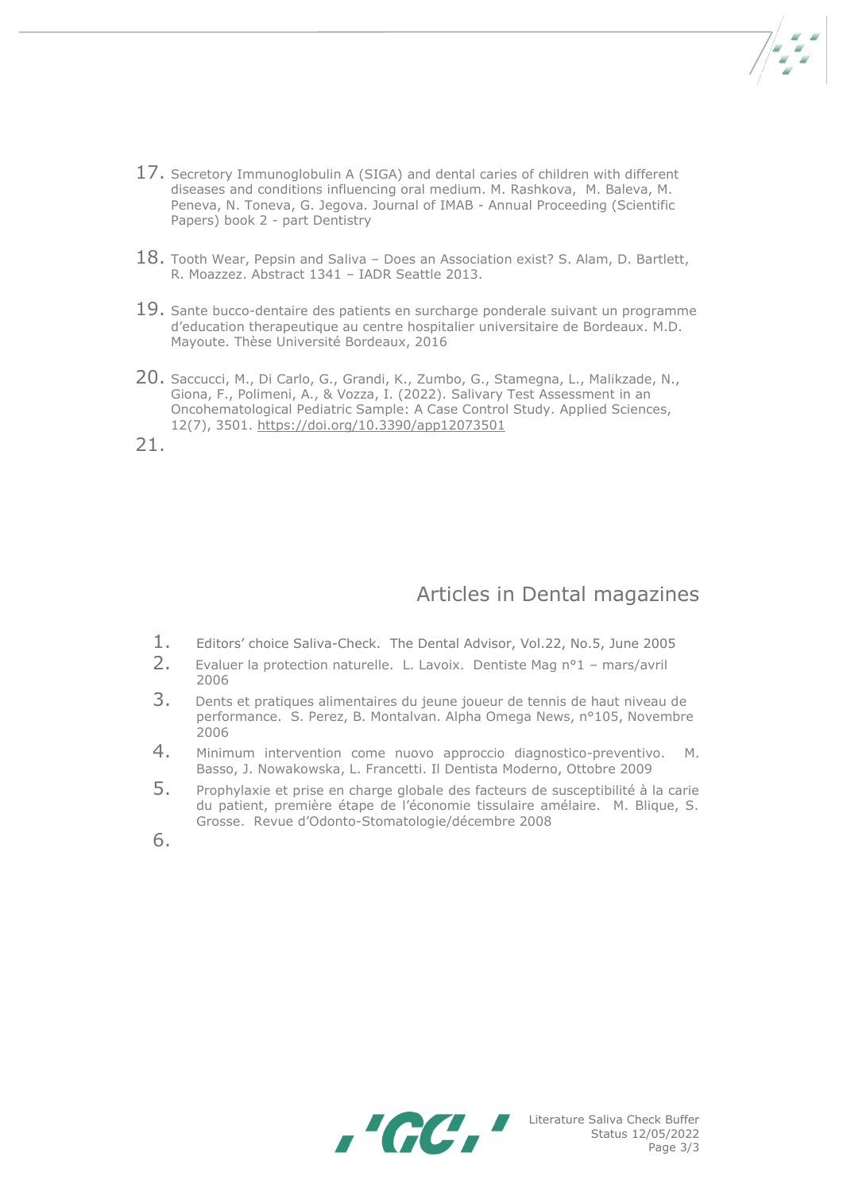17. Secretory Immunoglobulin A (SIGA) and dental caries of children with different diseases and conditions influencing oral medium. M. Rashkova, M. Baleva, M. Peneva, N. Toneva, G. Jegova. Journal of IMAB - Annual Proceeding (Scientific Papers) book 2 - part Dentistry

18. Tooth Wear, Pepsin and Saliva – Does an Association exist? S. Alam, D. Bartlett, R. Moazzez. Abstract 1341 – IADR Seattle 2013.

19. Sante bucco-dentaire des patients en surcharge ponderale suivant un programme d'education therapeutique au centre hospitalier universitaire de Bordeaux. M.D. Mayoute. Thèse Université Bordeaux, 2016

20. Saccucci, M., Di Carlo, G., Grandi, K., Zumbo, G., Stamegna, L., Malikzade, N., Giona, F., Polimeni, A., & Vozza, I. (2022). Salivary Test Assessment in an Oncohematological Pediatric Sample: A Case Control Study. Applied Sciences, 12(7), 3501. https://doi.org/10.3390/app12073501

21.

## Articles in Dental magazines

1. Editors' choice Saliva-Check. The Dental Advisor, Vol.22, No.5, June 2005
2. Evaluer la protection naturelle. L. Lavoix. Dentiste Mag n°1 – mars/avril 2006
3. Dents et pratiques alimentaires du jeune joueur de tennis de haut niveau de performance. S. Perez, B. Montalvan. Alpha Omega News, n°105, Novembre 2006
4. Minimum intervention come nuovo approccio diagnostico-preventivo. M. Basso, J. Nowakowska, L. Francetti. Il Dentista Moderno, Ottobre 2009
5. Prophylaxie et prise en charge globale des facteurs de susceptibilité à la carie du patient, première étape de l'économie tissulaire amélaire. M. Blique, S. Grosse. Revue d'Odonto-Stomatologie/décembre 2008
6.

Literature Saliva Check Buffer
Status 12/05/2022